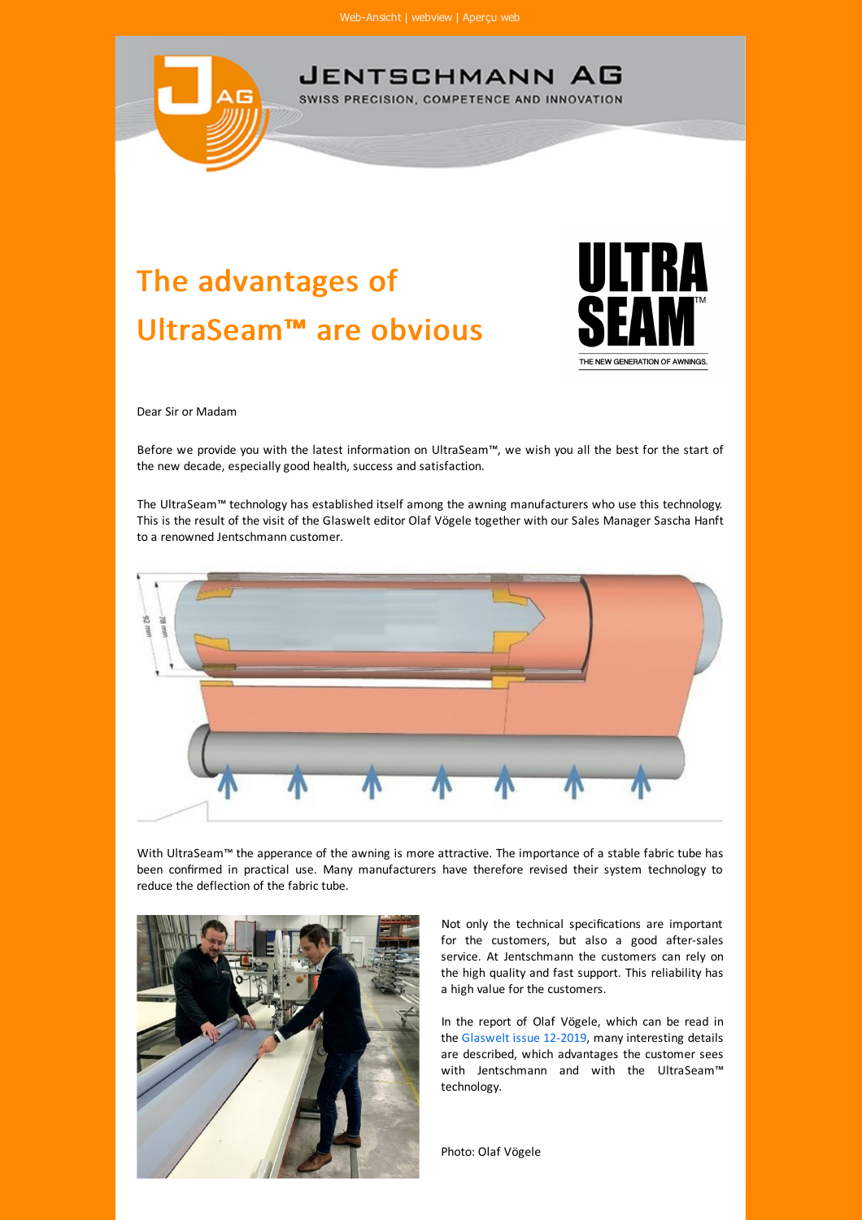Web-Ansicht | webview | Aperçu web

JENTSCHMANN AG

SWISS PRECISION, COMPETENCE AND INNOVATION

# The advantages of UltraSeam™ are obvious

ULTRA SEAM™
THE NEW GENERATION OF AWNINGS.

Dear Sir or Madam

Before we provide you with the latest information on UltraSeam™, we wish you all the best for the start of the new decade, especially good health, success and satisfaction.

The UltraSeam™ technology has established itself among the awning manufacturers who use this technology. This is the result of the visit of the Glaswelt editor Olaf Vögele together with our Sales Manager Sascha Hanft to a renowned Jentschmann customer.

With UltraSeam™ the apperance of the awning is more attractive. The importance of a stable fabric tube has been confirmed in practical use. Many manufacturers have therefore revised their system technology to reduce the deflection of the fabric tube.

Not only the technical specifications are important for the customers, but also a good after-sales service. At Jentschmann the customers can rely on the high quality and fast support. This reliability has a high value for the customers.

In the report of Olaf Vögele, which can be read in the Glaswelt issue 12-2019, many interesting details are described, which advantages the customer sees with Jentschmann and with the UltraSeam™ technology.

Photo: Olaf Vögele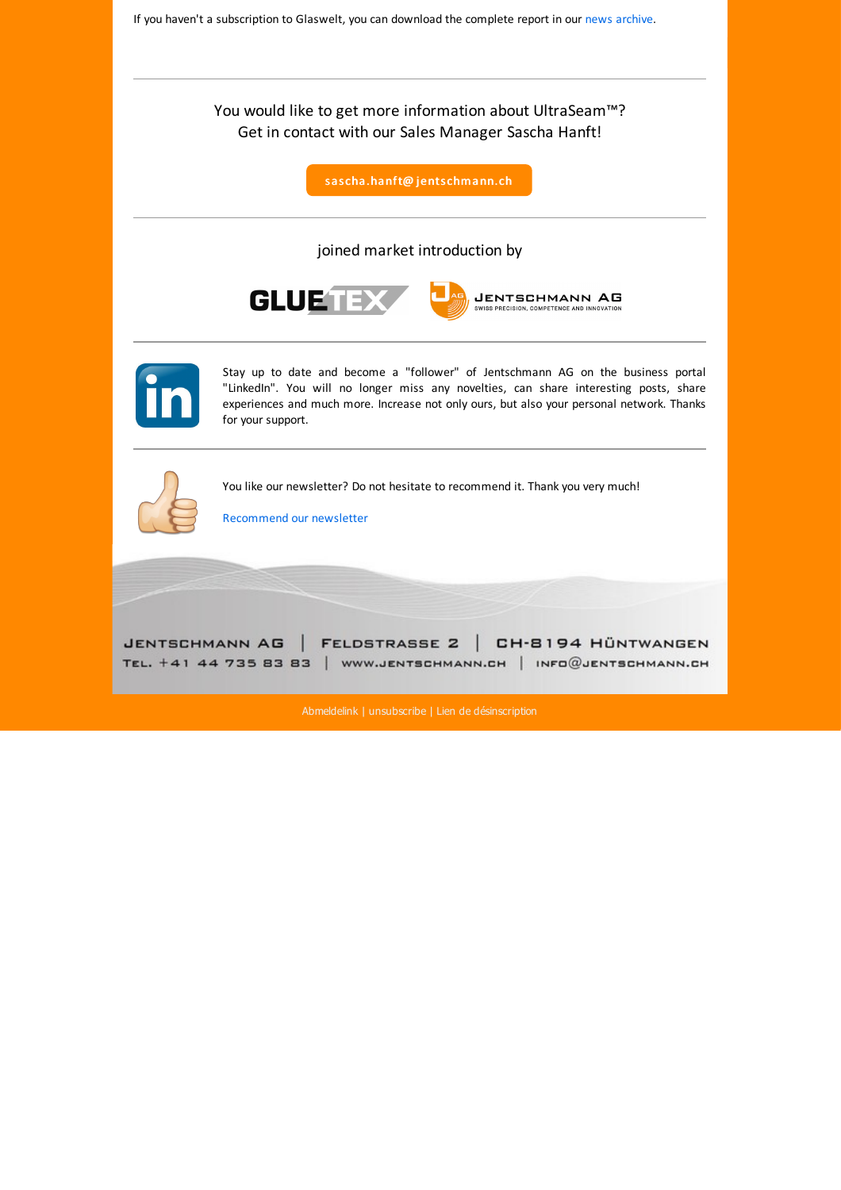If you haven't a subscription to Glaswelt, you can download the complete report in our news archive.

---

You would like to get more information about UltraSeam™?
Get in contact with our Sales Manager Sascha Hanft!

sascha.hanft@jentschmann.ch

---

joined market introduction by

GLUETEX

JENTSCHMANN AG
SWISS PRECISION, COMPETENCE AND INNOVATION

---

Stay up to date and become a "follower" of Jentschmann AG on the business portal "LinkedIn". You will no longer miss any novelties, can share interesting posts, share experiences and much more. Increase not only ours, but also your personal network. Thanks for your support.

---

You like our newsletter? Do not hesitate to recommend it. Thank you very much!

Recommend our newsletter

JENTSCHMANN AG | FELDSTRASSE 2 | CH-8194 HÜNTWANGEN
TEL. +41 44 735 83 83 | WWW.JENTSCHMANN.CH | INFO@JENTSCHMANN.CH

Abmeldelink | unsubscribe | Lien de désinscription